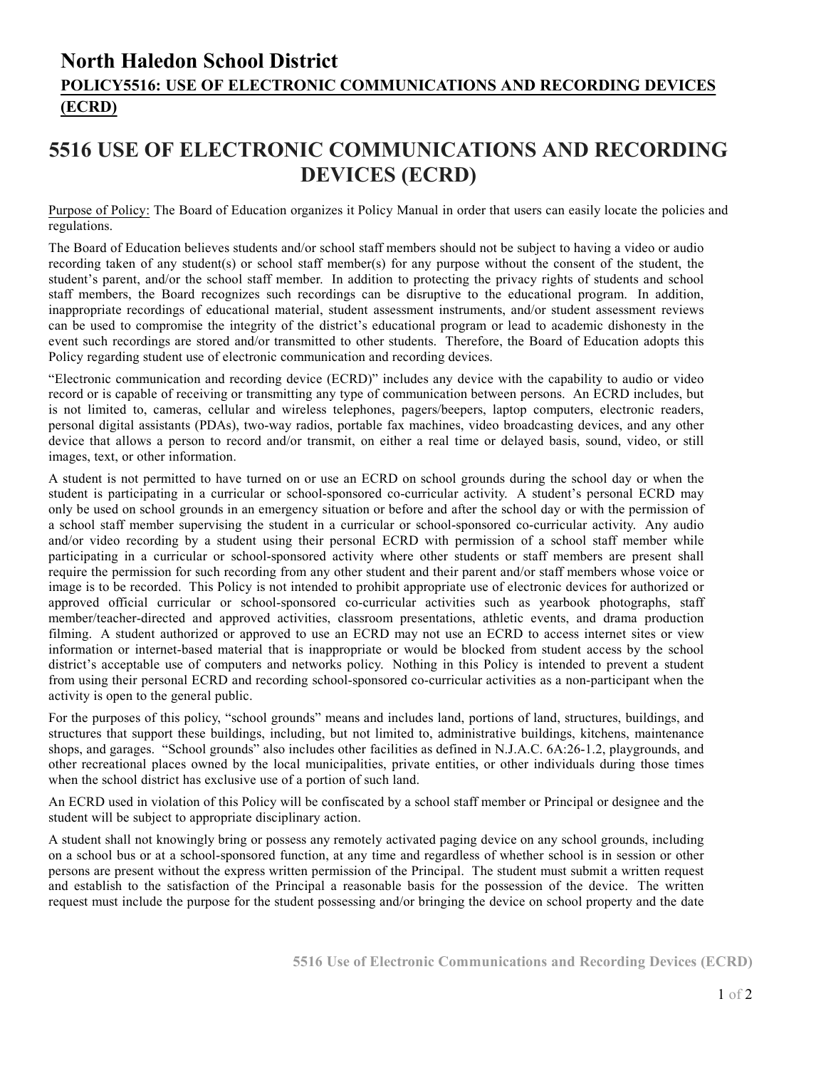# North Haledon School District

## POLICY5516: USE OF ELECTRONIC COMMUNICATIONS AND RECORDING DEVICES (ECRD)

# 5516 USE OF ELECTRONIC COMMUNICATIONS AND RECORDING DEVICES (ECRD)

Purpose of Policy: The Board of Education organizes it Policy Manual in order that users can easily locate the policies and regulations.

The Board of Education believes students and/or school staff members should not be subject to having a video or audio recording taken of any student(s) or school staff member(s) for any purpose without the consent of the student, the student's parent, and/or the school staff member. In addition to protecting the privacy rights of students and school staff members, the Board recognizes such recordings can be disruptive to the educational program. In addition, inappropriate recordings of educational material, student assessment instruments, and/or student assessment reviews can be used to compromise the integrity of the district's educational program or lead to academic dishonesty in the event such recordings are stored and/or transmitted to other students. Therefore, the Board of Education adopts this Policy regarding student use of electronic communication and recording devices.

"Electronic communication and recording device (ECRD)" includes any device with the capability to audio or video record or is capable of receiving or transmitting any type of communication between persons. An ECRD includes, but is not limited to, cameras, cellular and wireless telephones, pagers/beepers, laptop computers, electronic readers, personal digital assistants (PDAs), two-way radios, portable fax machines, video broadcasting devices, and any other device that allows a person to record and/or transmit, on either a real time or delayed basis, sound, video, or still images, text, or other information.

A student is not permitted to have turned on or use an ECRD on school grounds during the school day or when the student is participating in a curricular or school-sponsored co-curricular activity. A student's personal ECRD may only be used on school grounds in an emergency situation or before and after the school day or with the permission of a school staff member supervising the student in a curricular or school-sponsored co-curricular activity. Any audio and/or video recording by a student using their personal ECRD with permission of a school staff member while participating in a curricular or school-sponsored activity where other students or staff members are present shall require the permission for such recording from any other student and their parent and/or staff members whose voice or image is to be recorded. This Policy is not intended to prohibit appropriate use of electronic devices for authorized or approved official curricular or school-sponsored co-curricular activities such as yearbook photographs, staff member/teacher-directed and approved activities, classroom presentations, athletic events, and drama production filming. A student authorized or approved to use an ECRD may not use an ECRD to access internet sites or view information or internet-based material that is inappropriate or would be blocked from student access by the school district's acceptable use of computers and networks policy. Nothing in this Policy is intended to prevent a student from using their personal ECRD and recording school-sponsored co-curricular activities as a non-participant when the activity is open to the general public.

For the purposes of this policy, "school grounds" means and includes land, portions of land, structures, buildings, and structures that support these buildings, including, but not limited to, administrative buildings, kitchens, maintenance shops, and garages. "School grounds" also includes other facilities as defined in N.J.A.C. 6A:26-1.2, playgrounds, and other recreational places owned by the local municipalities, private entities, or other individuals during those times when the school district has exclusive use of a portion of such land.

An ECRD used in violation of this Policy will be confiscated by a school staff member or Principal or designee and the student will be subject to appropriate disciplinary action.

A student shall not knowingly bring or possess any remotely activated paging device on any school grounds, including on a school bus or at a school-sponsored function, at any time and regardless of whether school is in session or other persons are present without the express written permission of the Principal. The student must submit a written request and establish to the satisfaction of the Principal a reasonable basis for the possession of the device. The written request must include the purpose for the student possessing and/or bringing the device on school property and the date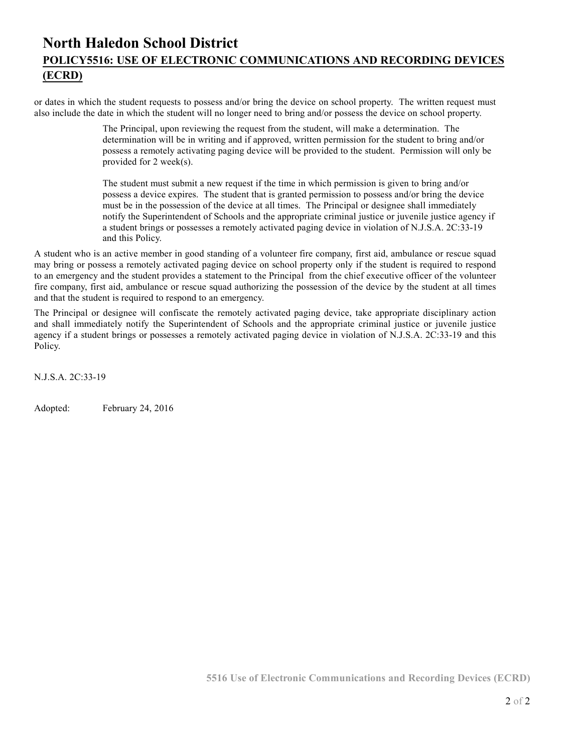or dates in which the student requests to possess and/or bring the device on school property. The written request must also include the date in which the student will no longer need to bring and/or possess the device on school property.

> The Principal, upon reviewing the request from the student, will make a determination. The determination will be in writing and if approved, written permission for the student to bring and/or possess a remotely activating paging device will be provided to the student. Permission will only be provided for 2 week(s).
>
> The student must submit a new request if the time in which permission is given to bring and/or possess a device expires. The student that is granted permission to possess and/or bring the device must be in the possession of the device at all times. The Principal or designee shall immediately notify the Superintendent of Schools and the appropriate criminal justice or juvenile justice agency if a student brings or possesses a remotely activated paging device in violation of N.J.S.A. 2C:33-19 and this Policy.

A student who is an active member in good standing of a volunteer fire company, first aid, ambulance or rescue squad may bring or possess a remotely activated paging device on school property only if the student is required to respond to an emergency and the student provides a statement to the Principal from the chief executive officer of the volunteer fire company, first aid, ambulance or rescue squad authorizing the possession of the device by the student at all times and that the student is required to respond to an emergency.

The Principal or designee will confiscate the remotely activated paging device, take appropriate disciplinary action and shall immediately notify the Superintendent of Schools and the appropriate criminal justice or juvenile justice agency if a student brings or possesses a remotely activated paging device in violation of N.J.S.A. 2C:33-19 and this Policy.

N.J.S.A. 2C:33-19

Adopted: February 24, 2016